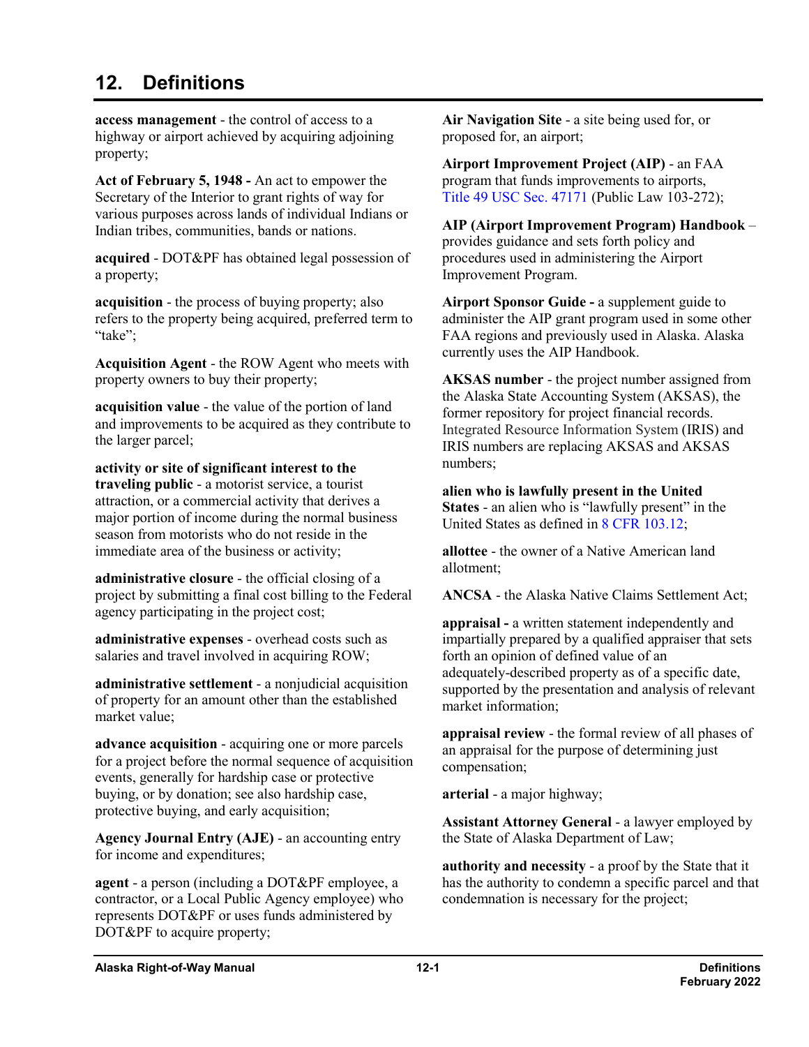# 12. Definitions

**access management** - the control of access to a highway or airport achieved by acquiring adjoining property;

**Act of February 5, 1948 -** An act to empower the Secretary of the Interior to grant rights of way for various purposes across lands of individual Indians or Indian tribes, communities, bands or nations.

**acquired** - DOT&PF has obtained legal possession of a property;

**acquisition** - the process of buying property; also refers to the property being acquired, preferred term to "take";

**Acquisition Agent** - the ROW Agent who meets with property owners to buy their property;

**acquisition value** - the value of the portion of land and improvements to be acquired as they contribute to the larger parcel;

**activity or site of significant interest to the traveling public** - a motorist service, a tourist attraction, or a commercial activity that derives a major portion of income during the normal business season from motorists who do not reside in the immediate area of the business or activity;

**administrative closure** - the official closing of a project by submitting a final cost billing to the Federal agency participating in the project cost;

**administrative expenses** - overhead costs such as salaries and travel involved in acquiring ROW;

**administrative settlement** - a nonjudicial acquisition of property for an amount other than the established market value;

**advance acquisition** - acquiring one or more parcels for a project before the normal sequence of acquisition events, generally for hardship case or protective buying, or by donation; see also hardship case, protective buying, and early acquisition;

**Agency Journal Entry (AJE)** - an accounting entry for income and expenditures;

**agent** - a person (including a DOT&PF employee, a contractor, or a Local Public Agency employee) who represents DOT&PF or uses funds administered by DOT&PF to acquire property;

**Air Navigation Site** - a site being used for, or proposed for, an airport;

**Airport Improvement Project (AIP)** - an FAA program that funds improvements to airports, Title 49 USC Sec. 47171 (Public Law 103-272);

**AIP (Airport Improvement Program) Handbook** – provides guidance and sets forth policy and procedures used in administering the Airport Improvement Program.

**Airport Sponsor Guide -** a supplement guide to administer the AIP grant program used in some other FAA regions and previously used in Alaska. Alaska currently uses the AIP Handbook.

**AKSAS number** - the project number assigned from the Alaska State Accounting System (AKSAS), the former repository for project financial records. Integrated Resource Information System (IRIS) and IRIS numbers are replacing AKSAS and AKSAS numbers;

**alien who is lawfully present in the United States** - an alien who is "lawfully present" in the United States as defined in 8 CFR 103.12;

**allottee** - the owner of a Native American land allotment;

**ANCSA** - the Alaska Native Claims Settlement Act;

**appraisal -** a written statement independently and impartially prepared by a qualified appraiser that sets forth an opinion of defined value of an adequately-described property as of a specific date, supported by the presentation and analysis of relevant market information;

**appraisal review** - the formal review of all phases of an appraisal for the purpose of determining just compensation;

**arterial** - a major highway;

**Assistant Attorney General** - a lawyer employed by the State of Alaska Department of Law;

**authority and necessity** - a proof by the State that it has the authority to condemn a specific parcel and that condemnation is necessary for the project;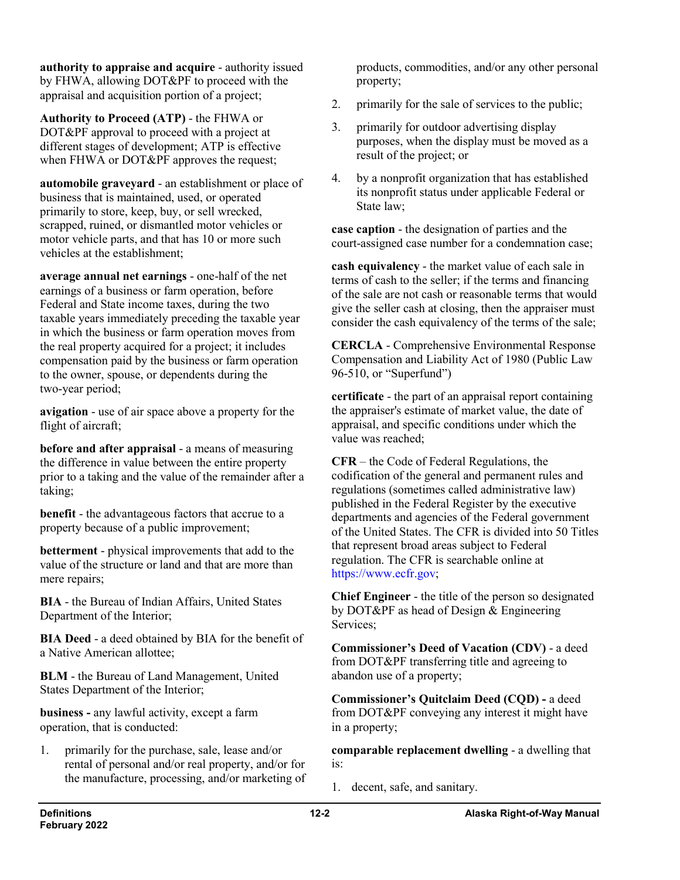**authority to appraise and acquire** - authority issued by FHWA, allowing DOT&PF to proceed with the appraisal and acquisition portion of a project;

**Authority to Proceed (ATP)** - the FHWA or DOT&PF approval to proceed with a project at different stages of development; ATP is effective when FHWA or DOT&PF approves the request;

**automobile graveyard** - an establishment or place of business that is maintained, used, or operated primarily to store, keep, buy, or sell wrecked, scrapped, ruined, or dismantled motor vehicles or motor vehicle parts, and that has 10 or more such vehicles at the establishment;

**average annual net earnings** - one-half of the net earnings of a business or farm operation, before Federal and State income taxes, during the two taxable years immediately preceding the taxable year in which the business or farm operation moves from the real property acquired for a project; it includes compensation paid by the business or farm operation to the owner, spouse, or dependents during the two-year period;

**avigation** - use of air space above a property for the flight of aircraft;

**before and after appraisal** - a means of measuring the difference in value between the entire property prior to a taking and the value of the remainder after a taking;

**benefit** - the advantageous factors that accrue to a property because of a public improvement;

**betterment** - physical improvements that add to the value of the structure or land and that are more than mere repairs;

**BIA** - the Bureau of Indian Affairs, United States Department of the Interior;

**BIA Deed** - a deed obtained by BIA for the benefit of a Native American allottee;

**BLM** - the Bureau of Land Management, United States Department of the Interior;

**business -** any lawful activity, except a farm operation, that is conducted:

1. primarily for the purchase, sale, lease and/or rental of personal and/or real property, and/or for the manufacture, processing, and/or marketing of products, commodities, and/or any other personal property;
2. primarily for the sale of services to the public;
3. primarily for outdoor advertising display purposes, when the display must be moved as a result of the project; or
4. by a nonprofit organization that has established its nonprofit status under applicable Federal or State law;

**case caption** - the designation of parties and the court-assigned case number for a condemnation case;

**cash equivalency** - the market value of each sale in terms of cash to the seller; if the terms and financing of the sale are not cash or reasonable terms that would give the seller cash at closing, then the appraiser must consider the cash equivalency of the terms of the sale;

**CERCLA** - Comprehensive Environmental Response Compensation and Liability Act of 1980 (Public Law 96-510, or "Superfund")

**certificate** - the part of an appraisal report containing the appraiser's estimate of market value, the date of appraisal, and specific conditions under which the value was reached;

**CFR** – the Code of Federal Regulations, the codification of the general and permanent rules and regulations (sometimes called administrative law) published in the Federal Register by the executive departments and agencies of the Federal government of the United States. The CFR is divided into 50 Titles that represent broad areas subject to Federal regulation. The CFR is searchable online at https://www.ecfr.gov;

**Chief Engineer** - the title of the person so designated by DOT&PF as head of Design & Engineering Services;

**Commissioner's Deed of Vacation (CDV)** - a deed from DOT&PF transferring title and agreeing to abandon use of a property;

**Commissioner's Quitclaim Deed (CQD) -** a deed from DOT&PF conveying any interest it might have in a property;

**comparable replacement dwelling** - a dwelling that is:

1. decent, safe, and sanitary.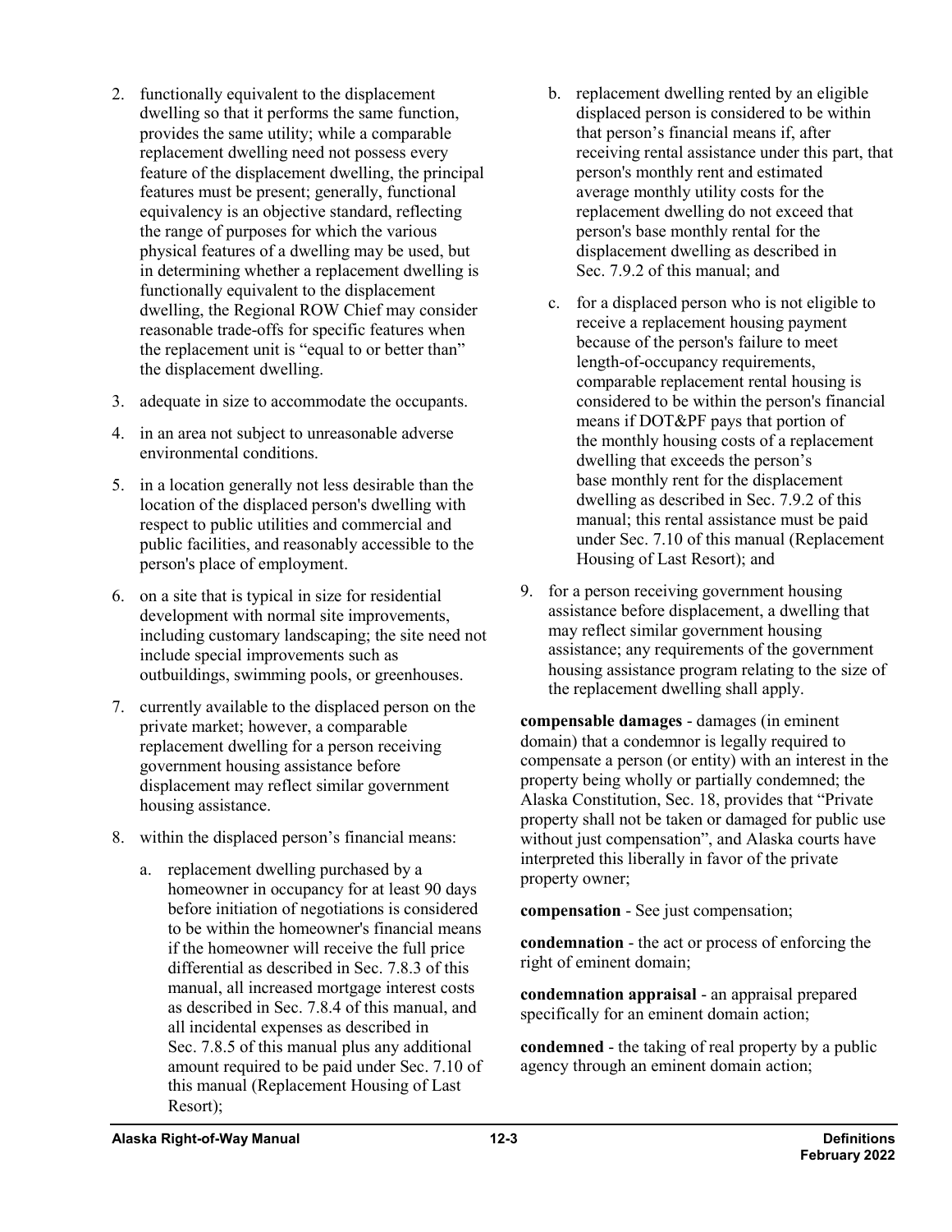2. functionally equivalent to the displacement dwelling so that it performs the same function, provides the same utility; while a comparable replacement dwelling need not possess every feature of the displacement dwelling, the principal features must be present; generally, functional equivalency is an objective standard, reflecting the range of purposes for which the various physical features of a dwelling may be used, but in determining whether a replacement dwelling is functionally equivalent to the displacement dwelling, the Regional ROW Chief may consider reasonable trade-offs for specific features when the replacement unit is "equal to or better than" the displacement dwelling.

3. adequate in size to accommodate the occupants.

4. in an area not subject to unreasonable adverse environmental conditions.

5. in a location generally not less desirable than the location of the displaced person's dwelling with respect to public utilities and commercial and public facilities, and reasonably accessible to the person's place of employment.

6. on a site that is typical in size for residential development with normal site improvements, including customary landscaping; the site need not include special improvements such as outbuildings, swimming pools, or greenhouses.

7. currently available to the displaced person on the private market; however, a comparable replacement dwelling for a person receiving government housing assistance before displacement may reflect similar government housing assistance.

8. within the displaced person's financial means:

   a. replacement dwelling purchased by a homeowner in occupancy for at least 90 days before initiation of negotiations is considered to be within the homeowner's financial means if the homeowner will receive the full price differential as described in Sec. 7.8.3 of this manual, all increased mortgage interest costs as described in Sec. 7.8.4 of this manual, and all incidental expenses as described in Sec. 7.8.5 of this manual plus any additional amount required to be paid under Sec. 7.10 of this manual (Replacement Housing of Last Resort);

   b. replacement dwelling rented by an eligible displaced person is considered to be within that person's financial means if, after receiving rental assistance under this part, that person's monthly rent and estimated average monthly utility costs for the replacement dwelling do not exceed that person's base monthly rental for the displacement dwelling as described in Sec. 7.9.2 of this manual; and

   c. for a displaced person who is not eligible to receive a replacement housing payment because of the person's failure to meet length-of-occupancy requirements, comparable replacement rental housing is considered to be within the person's financial means if DOT&PF pays that portion of the monthly housing costs of a replacement dwelling that exceeds the person's base monthly rent for the displacement dwelling as described in Sec. 7.9.2 of this manual; this rental assistance must be paid under Sec. 7.10 of this manual (Replacement Housing of Last Resort); and

9. for a person receiving government housing assistance before displacement, a dwelling that may reflect similar government housing assistance; any requirements of the government housing assistance program relating to the size of the replacement dwelling shall apply.

**compensable damages** - damages (in eminent domain) that a condemnor is legally required to compensate a person (or entity) with an interest in the property being wholly or partially condemned; the Alaska Constitution, Sec. 18, provides that "Private property shall not be taken or damaged for public use without just compensation", and Alaska courts have interpreted this liberally in favor of the private property owner;

**compensation** - See just compensation;

**condemnation** - the act or process of enforcing the right of eminent domain;

**condemnation appraisal** - an appraisal prepared specifically for an eminent domain action;

**condemned** - the taking of real property by a public agency through an eminent domain action;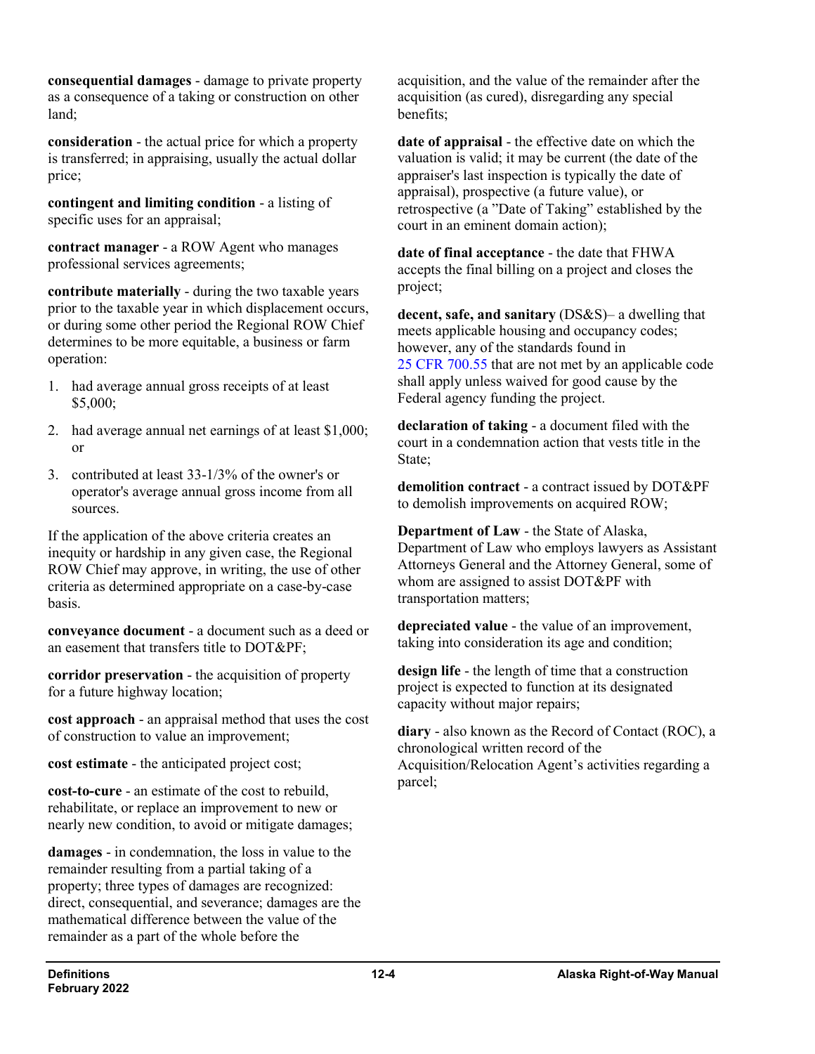**consequential damages** - damage to private property as a consequence of a taking or construction on other land;

**consideration** - the actual price for which a property is transferred; in appraising, usually the actual dollar price;

**contingent and limiting condition** - a listing of specific uses for an appraisal;

**contract manager** - a ROW Agent who manages professional services agreements;

**contribute materially** - during the two taxable years prior to the taxable year in which displacement occurs, or during some other period the Regional ROW Chief determines to be more equitable, a business or farm operation:

1. had average annual gross receipts of at least $5,000;
2. had average annual net earnings of at least $1,000; or
3. contributed at least 33-1/3% of the owner's or operator's average annual gross income from all sources.

If the application of the above criteria creates an inequity or hardship in any given case, the Regional ROW Chief may approve, in writing, the use of other criteria as determined appropriate on a case-by-case basis.

**conveyance document** - a document such as a deed or an easement that transfers title to DOT&PF;

**corridor preservation** - the acquisition of property for a future highway location;

**cost approach** - an appraisal method that uses the cost of construction to value an improvement;

**cost estimate** - the anticipated project cost;

**cost-to-cure** - an estimate of the cost to rebuild, rehabilitate, or replace an improvement to new or nearly new condition, to avoid or mitigate damages;

**damages** - in condemnation, the loss in value to the remainder resulting from a partial taking of a property; three types of damages are recognized: direct, consequential, and severance; damages are the mathematical difference between the value of the remainder as a part of the whole before the acquisition, and the value of the remainder after the acquisition (as cured), disregarding any special benefits;

**date of appraisal** - the effective date on which the valuation is valid; it may be current (the date of the appraiser's last inspection is typically the date of appraisal), prospective (a future value), or retrospective (a "Date of Taking" established by the court in an eminent domain action);

**date of final acceptance** - the date that FHWA accepts the final billing on a project and closes the project;

**decent, safe, and sanitary** (DS&S)– a dwelling that meets applicable housing and occupancy codes; however, any of the standards found in 25 CFR 700.55 that are not met by an applicable code shall apply unless waived for good cause by the Federal agency funding the project.

**declaration of taking** - a document filed with the court in a condemnation action that vests title in the State;

**demolition contract** - a contract issued by DOT&PF to demolish improvements on acquired ROW;

**Department of Law** - the State of Alaska, Department of Law who employs lawyers as Assistant Attorneys General and the Attorney General, some of whom are assigned to assist DOT&PF with transportation matters;

**depreciated value** - the value of an improvement, taking into consideration its age and condition;

**design life** - the length of time that a construction project is expected to function at its designated capacity without major repairs;

**diary** - also known as the Record of Contact (ROC), a chronological written record of the Acquisition/Relocation Agent's activities regarding a parcel;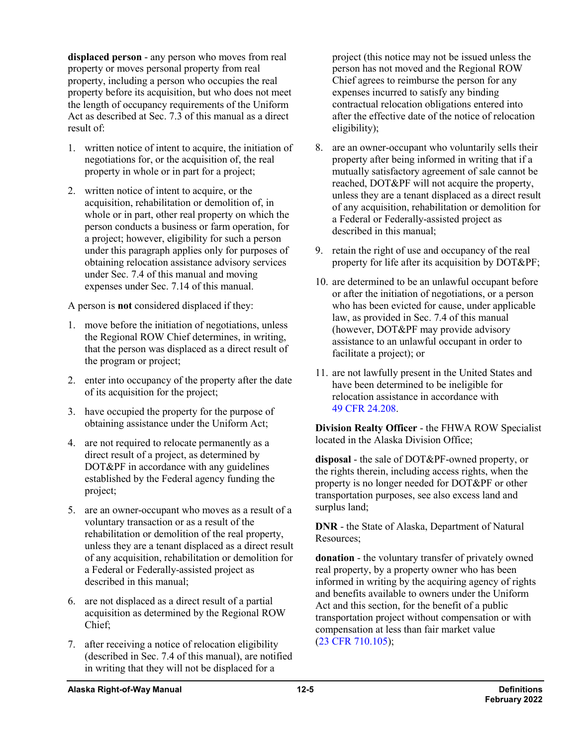**displaced person** - any person who moves from real property or moves personal property from real property, including a person who occupies the real property before its acquisition, but who does not meet the length of occupancy requirements of the Uniform Act as described at Sec. 7.3 of this manual as a direct result of:

1. written notice of intent to acquire, the initiation of negotiations for, or the acquisition of, the real property in whole or in part for a project;
2. written notice of intent to acquire, or the acquisition, rehabilitation or demolition of, in whole or in part, other real property on which the person conducts a business or farm operation, for a project; however, eligibility for such a person under this paragraph applies only for purposes of obtaining relocation assistance advisory services under Sec. 7.4 of this manual and moving expenses under Sec. 7.14 of this manual.

A person is **not** considered displaced if they:

1. move before the initiation of negotiations, unless the Regional ROW Chief determines, in writing, that the person was displaced as a direct result of the program or project;
2. enter into occupancy of the property after the date of its acquisition for the project;
3. have occupied the property for the purpose of obtaining assistance under the Uniform Act;
4. are not required to relocate permanently as a direct result of a project, as determined by DOT&PF in accordance with any guidelines established by the Federal agency funding the project;
5. are an owner-occupant who moves as a result of a voluntary transaction or as a result of the rehabilitation or demolition of the real property, unless they are a tenant displaced as a direct result of any acquisition, rehabilitation or demolition for a Federal or Federally-assisted project as described in this manual;
6. are not displaced as a direct result of a partial acquisition as determined by the Regional ROW Chief;
7. after receiving a notice of relocation eligibility (described in Sec. 7.4 of this manual), are notified in writing that they will not be displaced for a project (this notice may not be issued unless the person has not moved and the Regional ROW Chief agrees to reimburse the person for any expenses incurred to satisfy any binding contractual relocation obligations entered into after the effective date of the notice of relocation eligibility);
8. are an owner-occupant who voluntarily sells their property after being informed in writing that if a mutually satisfactory agreement of sale cannot be reached, DOT&PF will not acquire the property, unless they are a tenant displaced as a direct result of any acquisition, rehabilitation or demolition for a Federal or Federally-assisted project as described in this manual;
9. retain the right of use and occupancy of the real property for life after its acquisition by DOT&PF;
10. are determined to be an unlawful occupant before or after the initiation of negotiations, or a person who has been evicted for cause, under applicable law, as provided in Sec. 7.4 of this manual (however, DOT&PF may provide advisory assistance to an unlawful occupant in order to facilitate a project); or
11. are not lawfully present in the United States and have been determined to be ineligible for relocation assistance in accordance with 49 CFR 24.208.

**Division Realty Officer** - the FHWA ROW Specialist located in the Alaska Division Office;

**disposal** - the sale of DOT&PF-owned property, or the rights therein, including access rights, when the property is no longer needed for DOT&PF or other transportation purposes, see also excess land and surplus land;

**DNR** - the State of Alaska, Department of Natural Resources;

**donation** - the voluntary transfer of privately owned real property, by a property owner who has been informed in writing by the acquiring agency of rights and benefits available to owners under the Uniform Act and this section, for the benefit of a public transportation project without compensation or with compensation at less than fair market value (23 CFR 710.105);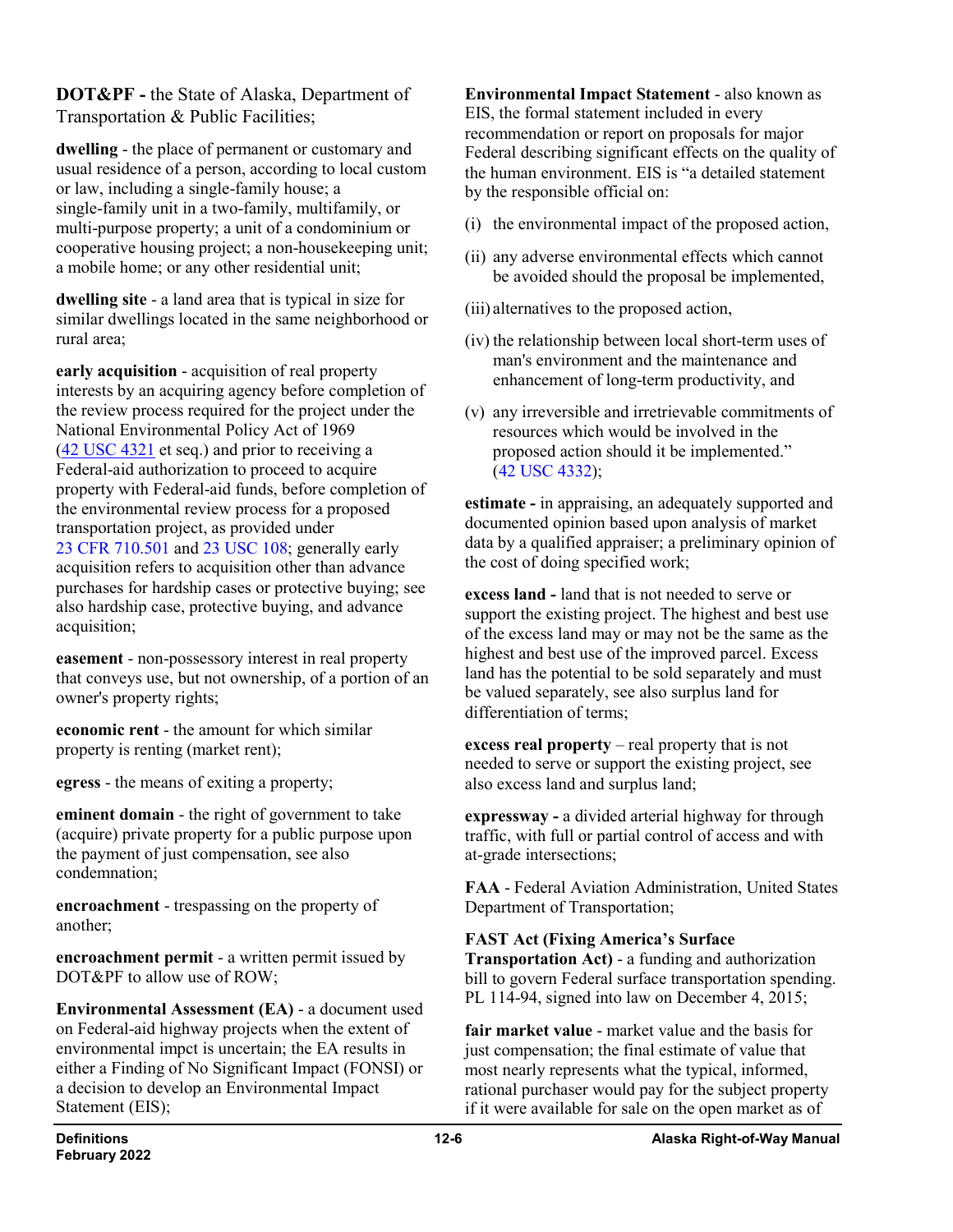**DOT&PF -** the State of Alaska, Department of Transportation & Public Facilities;

**dwelling** - the place of permanent or customary and usual residence of a person, according to local custom or law, including a single-family house; a single-family unit in a two-family, multifamily, or multi-purpose property; a unit of a condominium or cooperative housing project; a non-housekeeping unit; a mobile home; or any other residential unit;

**dwelling site** - a land area that is typical in size for similar dwellings located in the same neighborhood or rural area;

**early acquisition** - acquisition of real property interests by an acquiring agency before completion of the review process required for the project under the National Environmental Policy Act of 1969 (42 USC 4321 et seq.) and prior to receiving a Federal-aid authorization to proceed to acquire property with Federal-aid funds, before completion of the environmental review process for a proposed transportation project, as provided under 23 CFR 710.501 and 23 USC 108; generally early acquisition refers to acquisition other than advance purchases for hardship cases or protective buying; see also hardship case, protective buying, and advance acquisition;

**easement** - non-possessory interest in real property that conveys use, but not ownership, of a portion of an owner's property rights;

**economic rent** - the amount for which similar property is renting (market rent);

**egress** - the means of exiting a property;

**eminent domain** - the right of government to take (acquire) private property for a public purpose upon the payment of just compensation, see also condemnation;

**encroachment** - trespassing on the property of another;

**encroachment permit** - a written permit issued by DOT&PF to allow use of ROW;

**Environmental Assessment (EA)** - a document used on Federal-aid highway projects when the extent of environmental impct is uncertain; the EA results in either a Finding of No Significant Impact (FONSI) or a decision to develop an Environmental Impact Statement (EIS);

**Environmental Impact Statement** - also known as EIS, the formal statement included in every recommendation or report on proposals for major Federal describing significant effects on the quality of the human environment. EIS is "a detailed statement by the responsible official on:

(i) the environmental impact of the proposed action,

(ii) any adverse environmental effects which cannot be avoided should the proposal be implemented,

(iii) alternatives to the proposed action,

(iv) the relationship between local short-term uses of man's environment and the maintenance and enhancement of long-term productivity, and

(v) any irreversible and irretrievable commitments of resources which would be involved in the proposed action should it be implemented." (42 USC 4332);

**estimate -** in appraising, an adequately supported and documented opinion based upon analysis of market data by a qualified appraiser; a preliminary opinion of the cost of doing specified work;

**excess land -** land that is not needed to serve or support the existing project. The highest and best use of the excess land may or may not be the same as the highest and best use of the improved parcel. Excess land has the potential to be sold separately and must be valued separately, see also surplus land for differentiation of terms;

**excess real property** – real property that is not needed to serve or support the existing project, see also excess land and surplus land;

**expressway -** a divided arterial highway for through traffic, with full or partial control of access and with at-grade intersections;

**FAA** - Federal Aviation Administration, United States Department of Transportation;

**FAST Act (Fixing America's Surface Transportation Act)** - a funding and authorization bill to govern Federal surface transportation spending. PL 114-94, signed into law on December 4, 2015;

**fair market value** - market value and the basis for just compensation; the final estimate of value that most nearly represents what the typical, informed, rational purchaser would pay for the subject property if it were available for sale on the open market as of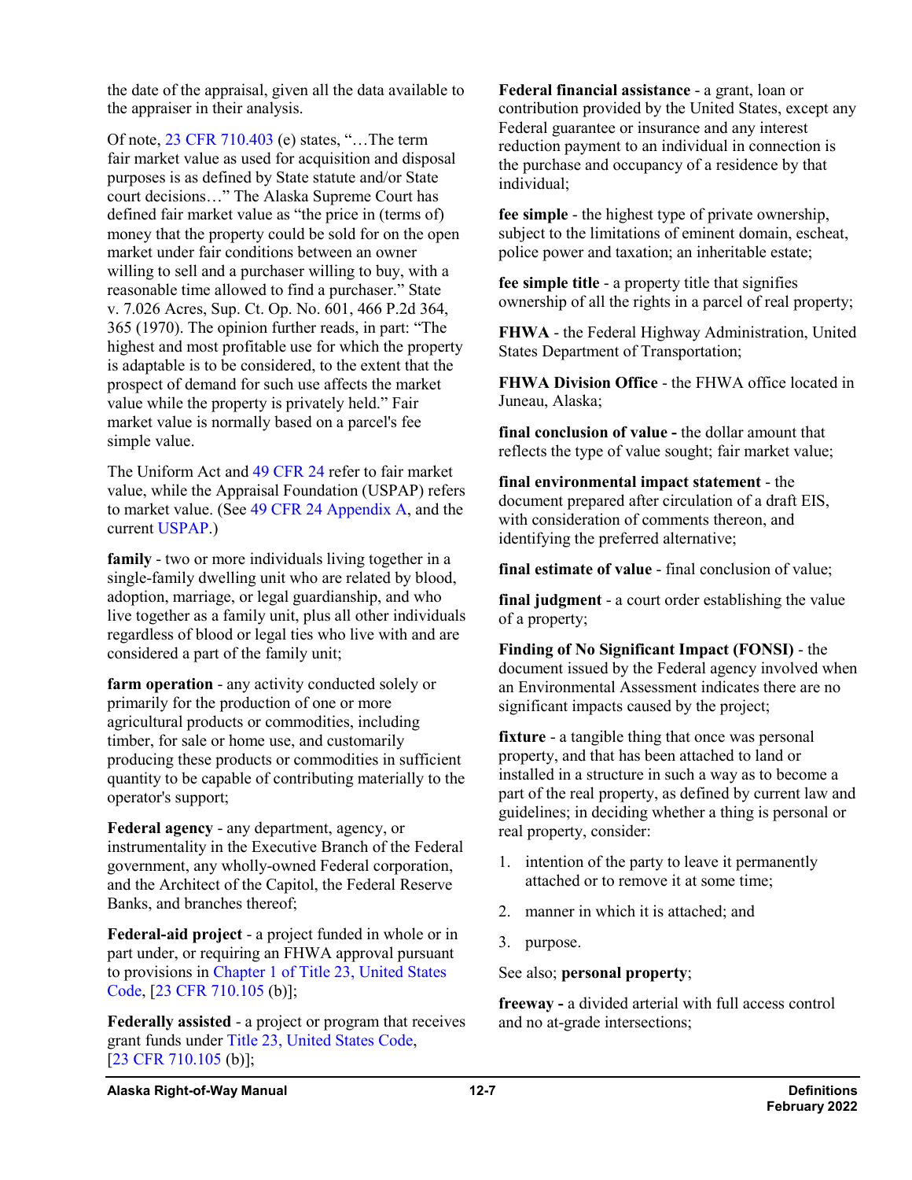the date of the appraisal, given all the data available to the appraiser in their analysis.

Of note, 23 CFR 710.403 (e) states, "…The term fair market value as used for acquisition and disposal purposes is as defined by State statute and/or State court decisions…" The Alaska Supreme Court has defined fair market value as "the price in (terms of) money that the property could be sold for on the open market under fair conditions between an owner willing to sell and a purchaser willing to buy, with a reasonable time allowed to find a purchaser." State v. 7.026 Acres, Sup. Ct. Op. No. 601, 466 P.2d 364, 365 (1970). The opinion further reads, in part: "The highest and most profitable use for which the property is adaptable is to be considered, to the extent that the prospect of demand for such use affects the market value while the property is privately held." Fair market value is normally based on a parcel's fee simple value.

The Uniform Act and 49 CFR 24 refer to fair market value, while the Appraisal Foundation (USPAP) refers to market value. (See 49 CFR 24 Appendix A, and the current USPAP.)

**family** - two or more individuals living together in a single-family dwelling unit who are related by blood, adoption, marriage, or legal guardianship, and who live together as a family unit, plus all other individuals regardless of blood or legal ties who live with and are considered a part of the family unit;

**farm operation** - any activity conducted solely or primarily for the production of one or more agricultural products or commodities, including timber, for sale or home use, and customarily producing these products or commodities in sufficient quantity to be capable of contributing materially to the operator's support;

**Federal agency** - any department, agency, or instrumentality in the Executive Branch of the Federal government, any wholly-owned Federal corporation, and the Architect of the Capitol, the Federal Reserve Banks, and branches thereof;

**Federal-aid project** - a project funded in whole or in part under, or requiring an FHWA approval pursuant to provisions in Chapter 1 of Title 23, United States Code, [23 CFR 710.105 (b)];

**Federally assisted** - a project or program that receives grant funds under Title 23, United States Code, [23 CFR 710.105 (b)];

**Federal financial assistance** - a grant, loan or contribution provided by the United States, except any Federal guarantee or insurance and any interest reduction payment to an individual in connection is the purchase and occupancy of a residence by that individual;

**fee simple** - the highest type of private ownership, subject to the limitations of eminent domain, escheat, police power and taxation; an inheritable estate;

**fee simple title** - a property title that signifies ownership of all the rights in a parcel of real property;

**FHWA** - the Federal Highway Administration, United States Department of Transportation;

**FHWA Division Office** - the FHWA office located in Juneau, Alaska;

**final conclusion of value -** the dollar amount that reflects the type of value sought; fair market value;

**final environmental impact statement** - the document prepared after circulation of a draft EIS, with consideration of comments thereon, and identifying the preferred alternative;

**final estimate of value** - final conclusion of value;

**final judgment** - a court order establishing the value of a property;

**Finding of No Significant Impact (FONSI)** - the document issued by the Federal agency involved when an Environmental Assessment indicates there are no significant impacts caused by the project;

**fixture** - a tangible thing that once was personal property, and that has been attached to land or installed in a structure in a way as to become a part of the real property, as defined by current law and guidelines; in deciding whether a thing is personal or real property, consider:

1. intention of the party to leave it permanently attached or to remove it at some time;
2. manner in which it is attached; and
3. purpose.

See also; **personal property**;

**freeway -** a divided arterial with full access control and no at-grade intersections;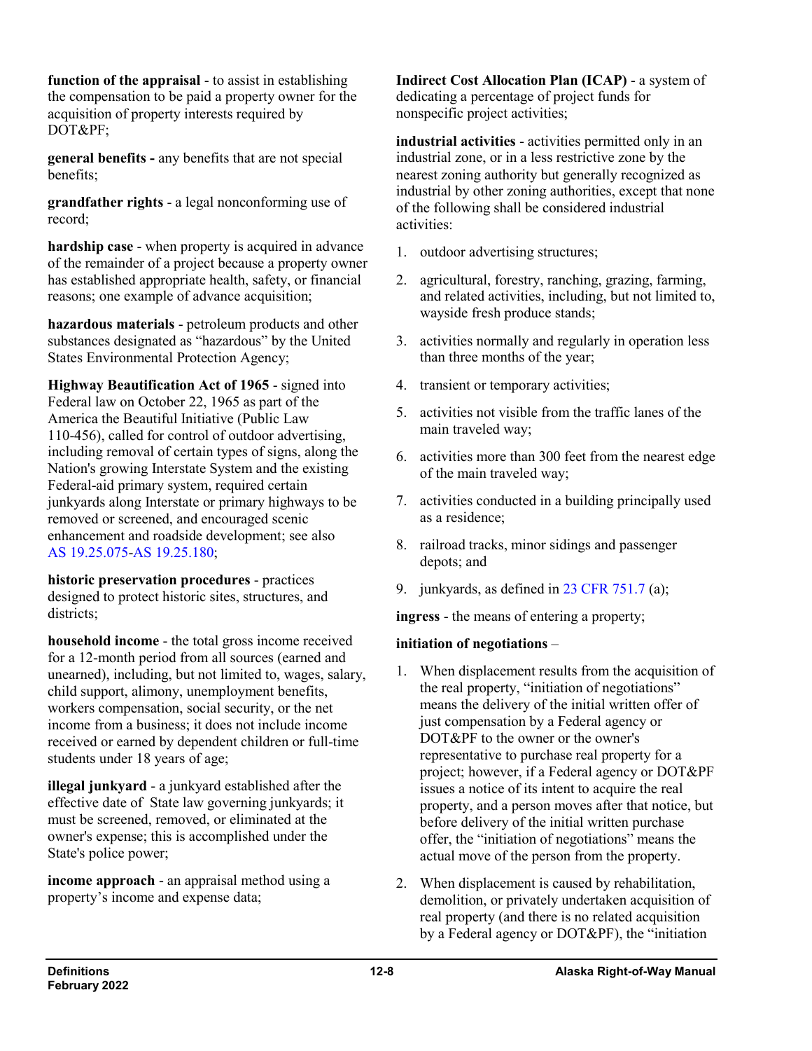**function of the appraisal** - to assist in establishing the compensation to be paid a property owner for the acquisition of property interests required by DOT&PF;

**general benefits -** any benefits that are not special benefits;

**grandfather rights** - a legal nonconforming use of record;

**hardship case** - when property is acquired in advance of the remainder of a project because a property owner has established appropriate health, safety, or financial reasons; one example of advance acquisition;

**hazardous materials** - petroleum products and other substances designated as "hazardous" by the United States Environmental Protection Agency;

**Highway Beautification Act of 1965** - signed into Federal law on October 22, 1965 as part of the America the Beautiful Initiative (Public Law 110-456), called for control of outdoor advertising, including removal of certain types of signs, along the Nation's growing Interstate System and the existing Federal-aid primary system, required certain junkyards along Interstate or primary highways to be removed or screened, and encouraged scenic enhancement and roadside development; see also AS 19.25.075-AS 19.25.180;

**historic preservation procedures** - practices designed to protect historic sites, structures, and districts;

**household income** - the total gross income received for a 12-month period from all sources (earned and unearned), including, but not limited to, wages, salary, child support, alimony, unemployment benefits, workers compensation, social security, or the net income from a business; it does not include income received or earned by dependent children or full-time students under 18 years of age;

**illegal junkyard** - a junkyard established after the effective date of State law governing junkyards; it must be screened, removed, or eliminated at the owner's expense; this is accomplished under the State's police power;

**income approach** - an appraisal method using a property's income and expense data;

**Indirect Cost Allocation Plan (ICAP)** - a system of dedicating a percentage of project funds for nonspecific project activities;

**industrial activities** - activities permitted only in an industrial zone, or in a less restrictive zone by the nearest zoning authority but generally recognized as industrial by other zoning authorities, except that none of the following shall be considered industrial activities:

1. outdoor advertising structures;
2. agricultural, forestry, ranching, grazing, farming, and related activities, including, but not limited to, wayside fresh produce stands;
3. activities normally and regularly in operation less than three months of the year;
4. transient or temporary activities;
5. activities not visible from the traffic lanes of the main traveled way;
6. activities more than 300 feet from the nearest edge of the main traveled way;
7. activities conducted in a building principally used as a residence;
8. railroad tracks, minor sidings and passenger depots; and
9. junkyards, as defined in 23 CFR 751.7 (a);

**ingress** - the means of entering a property;

**initiation of negotiations** –

1. When displacement results from the acquisition of the real property, "initiation of negotiations" means the delivery of the initial written offer of just compensation by a Federal agency or DOT&PF to the owner or the owner's representative to purchase real property for a project; however, if a Federal agency or DOT&PF issues a notice of its intent to acquire the real property, and a person moves after that notice, but before delivery of the initial written purchase offer, the "initiation of negotiations" means the actual move of the person from the property.
2. When displacement is caused by rehabilitation, demolition, or privately undertaken acquisition of real property (and there is no related acquisition by a Federal agency or DOT&PF), the "initiation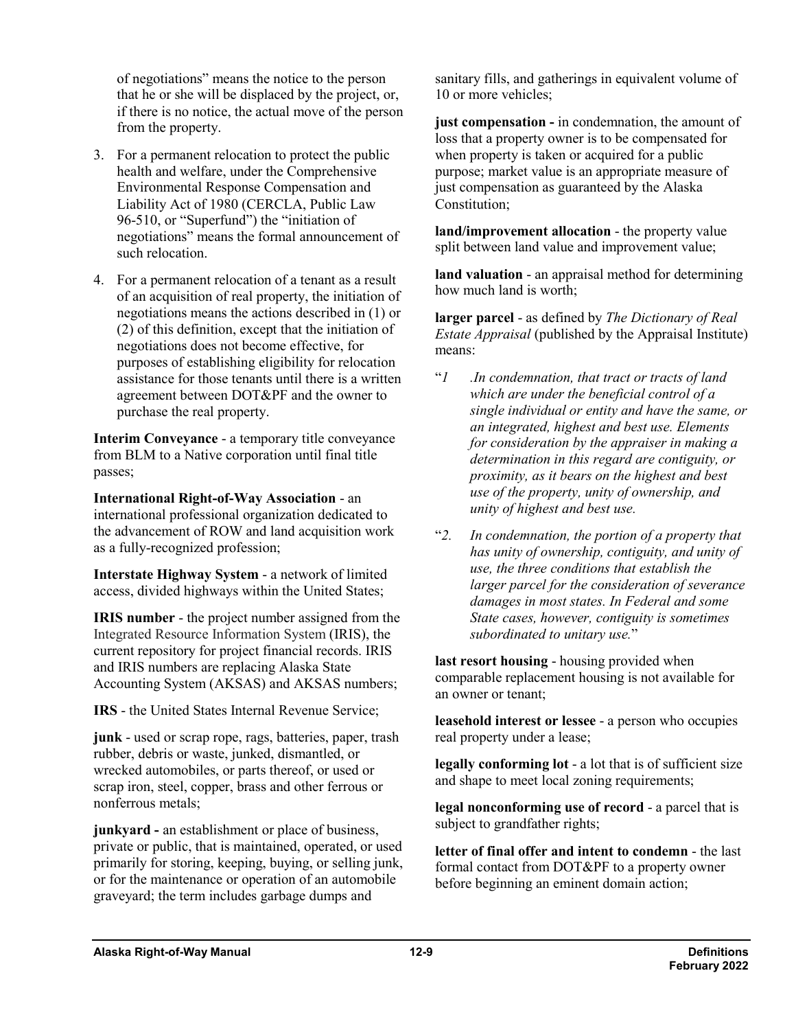of negotiations" means the notice to the person that he or she will be displaced by the project, or, if there is no notice, the actual move of the person from the property.

3. For a permanent relocation to protect the public health and welfare, under the Comprehensive Environmental Response Compensation and Liability Act of 1980 (CERCLA, Public Law 96-510, or "Superfund") the "initiation of negotiations" means the formal announcement of such relocation.

4. For a permanent relocation of a tenant as a result of an acquisition of real property, the initiation of negotiations means the actions described in (1) or (2) of this definition, except that the initiation of negotiations does not become effective, for purposes of establishing eligibility for relocation assistance for those tenants until there is a written agreement between DOT&PF and the owner to purchase the real property.

**Interim Conveyance** - a temporary title conveyance from BLM to a Native corporation until final title passes;

**International Right-of-Way Association** - an international professional organization dedicated to the advancement of ROW and land acquisition work as a fully-recognized profession;

**Interstate Highway System** - a network of limited access, divided highways within the United States;

**IRIS number** - the project number assigned from the Integrated Resource Information System (IRIS), the current repository for project financial records. IRIS and IRIS numbers are replacing Alaska State Accounting System (AKSAS) and AKSAS numbers;

**IRS** - the United States Internal Revenue Service;

**junk** - used or scrap rope, rags, batteries, paper, trash rubber, debris or waste, junked, dismantled, or wrecked automobiles, or parts thereof, or used or scrap iron, steel, copper, brass and other ferrous or nonferrous metals;

**junkyard -** an establishment or place of business, private or public, that is maintained, operated, or used primarily for storing, keeping, buying, or selling junk, or for the maintenance or operation of an automobile graveyard; the term includes garbage dumps and sanitary fills, and gatherings in equivalent volume of 10 or more vehicles;

**just compensation -** in condemnation, the amount of loss that a property owner is to be compensated for when property is taken or acquired for a public purpose; market value is an appropriate measure of just compensation as guaranteed by the Alaska Constitution;

**land/improvement allocation** - the property value split between land value and improvement value;

**land valuation** - an appraisal method for determining how much land is worth;

**larger parcel** - as defined by *The Dictionary of Real Estate Appraisal* (published by the Appraisal Institute) means:

"*1 .In condemnation, that tract or tracts of land which are under the beneficial control of a single individual or entity and have the same, or an integrated, highest and best use. Elements for consideration by the appraiser in making a determination in this regard are contiguity, or proximity, as it bears on the highest and best use of the property, unity of ownership, and unity of highest and best use.*

"*2. In condemnation, the portion of a property that has unity of ownership, contiguity, and unity of use, the three conditions that establish the larger parcel for the consideration of severance damages in most states. In Federal and some State cases, however, contiguity is sometimes subordinated to unitary use.*"

**last resort housing** - housing provided when comparable replacement housing is not available for an owner or tenant;

**leasehold interest or lessee** - a person who occupies real property under a lease;

**legally conforming lot** - a lot that is of sufficient size and shape to meet local zoning requirements;

**legal nonconforming use of record** - a parcel that is subject to grandfather rights;

**letter of final offer and intent to condemn** - the last formal contact from DOT&PF to a property owner before beginning an eminent domain action;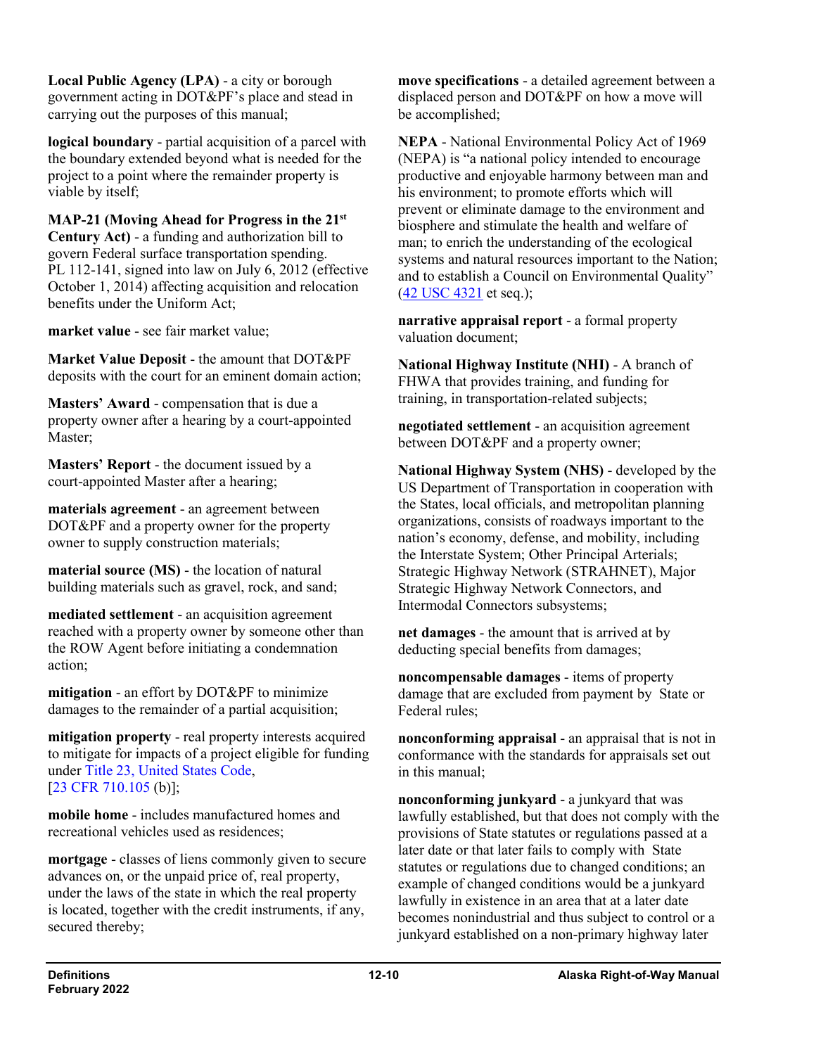**Local Public Agency (LPA)** - a city or borough government acting in DOT&PF's place and stead in carrying out the purposes of this manual;

**logical boundary** - partial acquisition of a parcel with the boundary extended beyond what is needed for the project to a point where the remainder property is viable by itself;

**MAP-21 (Moving Ahead for Progress in the 21st Century Act)** - a funding and authorization bill to govern Federal surface transportation spending. PL 112-141, signed into law on July 6, 2012 (effective October 1, 2014) affecting acquisition and relocation benefits under the Uniform Act;

**market value** - see fair market value;

**Market Value Deposit** - the amount that DOT&PF deposits with the court for an eminent domain action;

**Masters' Award** - compensation that is due a property owner after a hearing by a court-appointed Master;

**Masters' Report** - the document issued by a court-appointed Master after a hearing;

**materials agreement** - an agreement between DOT&PF and a property owner for the property owner to supply construction materials;

**material source (MS)** - the location of natural building materials such as gravel, rock, and sand;

**mediated settlement** - an acquisition agreement reached with a property owner by someone other than the ROW Agent before initiating a condemnation action;

**mitigation** - an effort by DOT&PF to minimize damages to the remainder of a partial acquisition;

**mitigation property** - real property interests acquired to mitigate for impacts of a project eligible for funding under Title 23, United States Code, [23 CFR 710.105 (b)];

**mobile home** - includes manufactured homes and recreational vehicles used as residences;

**mortgage** - classes of liens commonly given to secure advances on, or the unpaid price of, real property, under the laws of the state in which the real property is located, together with the credit instruments, if any, secured thereby;

**move specifications** - a detailed agreement between a displaced person and DOT&PF on how a move will be accomplished;

**NEPA** - National Environmental Policy Act of 1969 (NEPA) is "a national policy intended to encourage productive and enjoyable harmony between man and his environment; to promote efforts which will prevent or eliminate damage to the environment and biosphere and stimulate the health and welfare of man; to enrich the understanding of the ecological systems and natural resources important to the Nation; and to establish a Council on Environmental Quality" (42 USC 4321 et seq.);

**narrative appraisal report** - a formal property valuation document;

**National Highway Institute (NHI)** - A branch of FHWA that provides training, and funding for training, in transportation-related subjects;

**negotiated settlement** - an acquisition agreement between DOT&PF and a property owner;

**National Highway System (NHS)** - developed by the US Department of Transportation in cooperation with the States, local officials, and metropolitan planning organizations, consists of roadways important to the nation's economy, defense, and mobility, including the Interstate System; Other Principal Arterials; Strategic Highway Network (STRAHNET), Major Strategic Highway Network Connectors, and Intermodal Connectors subsystems;

**net damages** - the amount that is arrived at by deducting special benefits from damages;

**noncompensable damages** - items of property damage that are excluded from payment by State or Federal rules;

**nonconforming appraisal** - an appraisal that is not in conformance with the standards for appraisals set out in this manual;

**nonconforming junkyard** - a junkyard that was lawfully established, but that does not comply with the provisions of State statutes or regulations passed at a later date or that later fails to comply with State statutes or regulations due to changed conditions; an example of changed conditions would be a junkyard lawfully in existence in an area that at a later date becomes nonindustrial and thus subject to control or a junkyard established on a non-primary highway later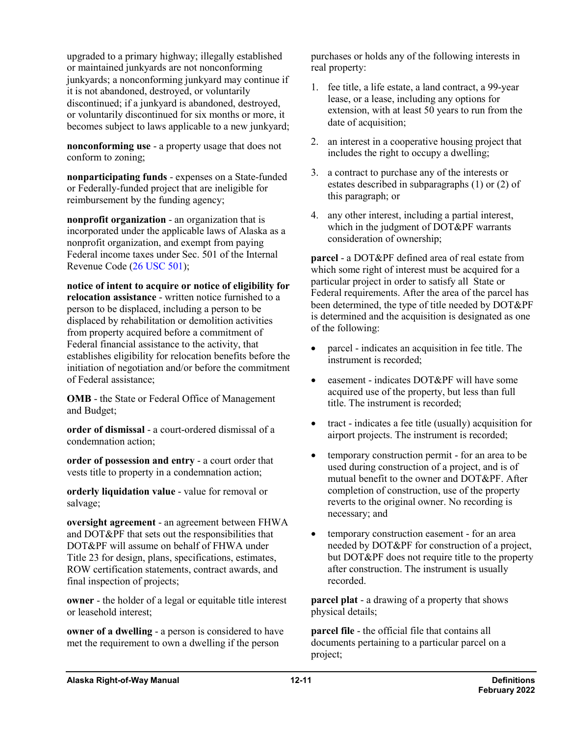upgraded to a primary highway; illegally established or maintained junkyards are not nonconforming junkyards; a nonconforming junkyard may continue if it is not abandoned, destroyed, or voluntarily discontinued; if a junkyard is abandoned, destroyed, or voluntarily discontinued for six months or more, it becomes subject to laws applicable to a new junkyard;

**nonconforming use** - a property usage that does not conform to zoning;

**nonparticipating funds** - expenses on a State-funded or Federally-funded project that are ineligible for reimbursement by the funding agency;

**nonprofit organization** - an organization that is incorporated under the applicable laws of Alaska as a nonprofit organization, and exempt from paying Federal income taxes under Sec. 501 of the Internal Revenue Code (26 USC 501);

**notice of intent to acquire or notice of eligibility for relocation assistance** - written notice furnished to a person to be displaced, including a person to be displaced by rehabilitation or demolition activities from property acquired before a commitment of Federal financial assistance to the activity, that establishes eligibility for relocation benefits before the initiation of negotiation and/or before the commitment of Federal assistance;

**OMB** - the State or Federal Office of Management and Budget;

**order of dismissal** - a court-ordered dismissal of a condemnation action;

**order of possession and entry** - a court order that vests title to property in a condemnation action;

**orderly liquidation value** - value for removal or salvage;

**oversight agreement** - an agreement between FHWA and DOT&PF that sets out the responsibilities that DOT&PF will assume on behalf of FHWA under Title 23 for design, plans, specifications, estimates, ROW certification statements, contract awards, and final inspection of projects;

**owner** - the holder of a legal or equitable title interest or leasehold interest;

**owner of a dwelling** - a person is considered to have met the requirement to own a dwelling if the person purchases or holds any of the following interests in real property:

1. fee title, a life estate, a land contract, a 99-year lease, or a lease, including any options for extension, with at least 50 years to run from the date of acquisition;
2. an interest in a cooperative housing project that includes the right to occupy a dwelling;
3. a contract to purchase any of the interests or estates described in subparagraphs (1) or (2) of this paragraph; or
4. any other interest, including a partial interest, which in the judgment of DOT&PF warrants consideration of ownership;

**parcel** - a DOT&PF defined area of real estate from which some right of interest must be acquired for a particular project in order to satisfy all State or Federal requirements. After the area of the parcel has been determined, the type of title needed by DOT&PF is determined and the acquisition is designated as one of the following:

- parcel - indicates an acquisition in fee title. The instrument is recorded;
- easement - indicates DOT&PF will have some acquired use of the property, but less than full title. The instrument is recorded;
- tract - indicates a fee title (usually) acquisition for airport projects. The instrument is recorded;
- temporary construction permit - for an area to be used during construction of a project, and is of mutual benefit to the owner and DOT&PF. After completion of construction, use of the property reverts to the original owner. No recording is necessary; and
- temporary construction easement - for an area needed by DOT&PF for construction of a project, but DOT&PF does not require title to the property after construction. The instrument is usually recorded.

**parcel plat** - a drawing of a property that shows physical details;

**parcel file** - the official file that contains all documents pertaining to a particular parcel on a project;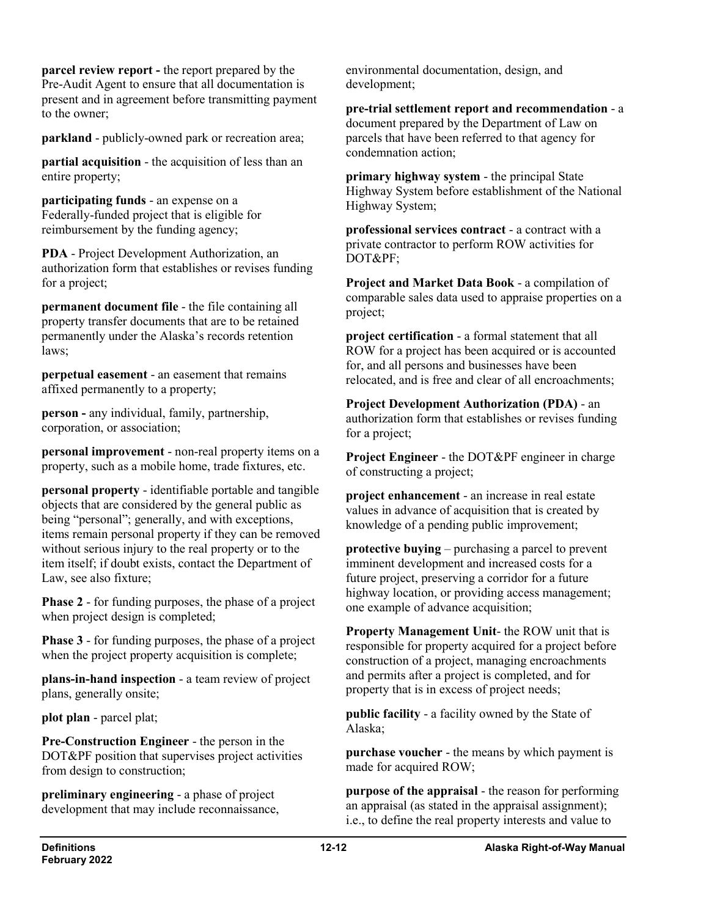**parcel review report -** the report prepared by the Pre-Audit Agent to ensure that all documentation is present and in agreement before transmitting payment to the owner;

**parkland** - publicly-owned park or recreation area;

**partial acquisition** - the acquisition of less than an entire property;

**participating funds** - an expense on a Federally-funded project that is eligible for reimbursement by the funding agency;

**PDA** - Project Development Authorization, an authorization form that establishes or revises funding for a project;

**permanent document file** - the file containing all property transfer documents that are to be retained permanently under the Alaska's records retention laws;

**perpetual easement** - an easement that remains affixed permanently to a property;

**person -** any individual, family, partnership, corporation, or association;

**personal improvement** - non-real property items on a property, such as a mobile home, trade fixtures, etc.

**personal property** - identifiable portable and tangible objects that are considered by the general public as being "personal"; generally, and with exceptions, items remain personal property if they can be removed without serious injury to the real property or to the item itself; if doubt exists, contact the Department of Law, see also fixture;

**Phase 2** - for funding purposes, the phase of a project when project design is completed;

**Phase 3** - for funding purposes, the phase of a project when the project property acquisition is complete;

**plans-in-hand inspection** - a team review of project plans, generally onsite;

**plot plan** - parcel plat;

**Pre-Construction Engineer** - the person in the DOT&PF position that supervises project activities from design to construction;

**preliminary engineering** - a phase of project development that may include reconnaissance, environmental documentation, design, and development;

**pre-trial settlement report and recommendation** - a document prepared by the Department of Law on parcels that have been referred to that agency for condemnation action;

**primary highway system** - the principal State Highway System before establishment of the National Highway System;

**professional services contract** - a contract with a private contractor to perform ROW activities for DOT&PF;

**Project and Market Data Book** - a compilation of comparable sales data used to appraise properties on a project;

**project certification** - a formal statement that all ROW for a project has been acquired or is accounted for, and all persons and businesses have been relocated, and is free and clear of all encroachments;

**Project Development Authorization (PDA)** - an authorization form that establishes or revises funding for a project;

**Project Engineer** - the DOT&PF engineer in charge of constructing a project;

**project enhancement** - an increase in real estate values in advance of acquisition that is created by knowledge of a pending public improvement;

**protective buying** – purchasing a parcel to prevent imminent development and increased costs for a future project, preserving a corridor for a future highway location, or providing access management; one example of advance acquisition;

**Property Management Unit**- the ROW unit that is responsible for property acquired for a project before construction of a project, managing encroachments and permits after a project is completed, and for property that is in excess of project needs;

**public facility** - a facility owned by the State of Alaska;

**purchase voucher** - the means by which payment is made for acquired ROW;

**purpose of the appraisal** - the reason for performing an appraisal (as stated in the appraisal assignment); i.e., to define the real property interests and value to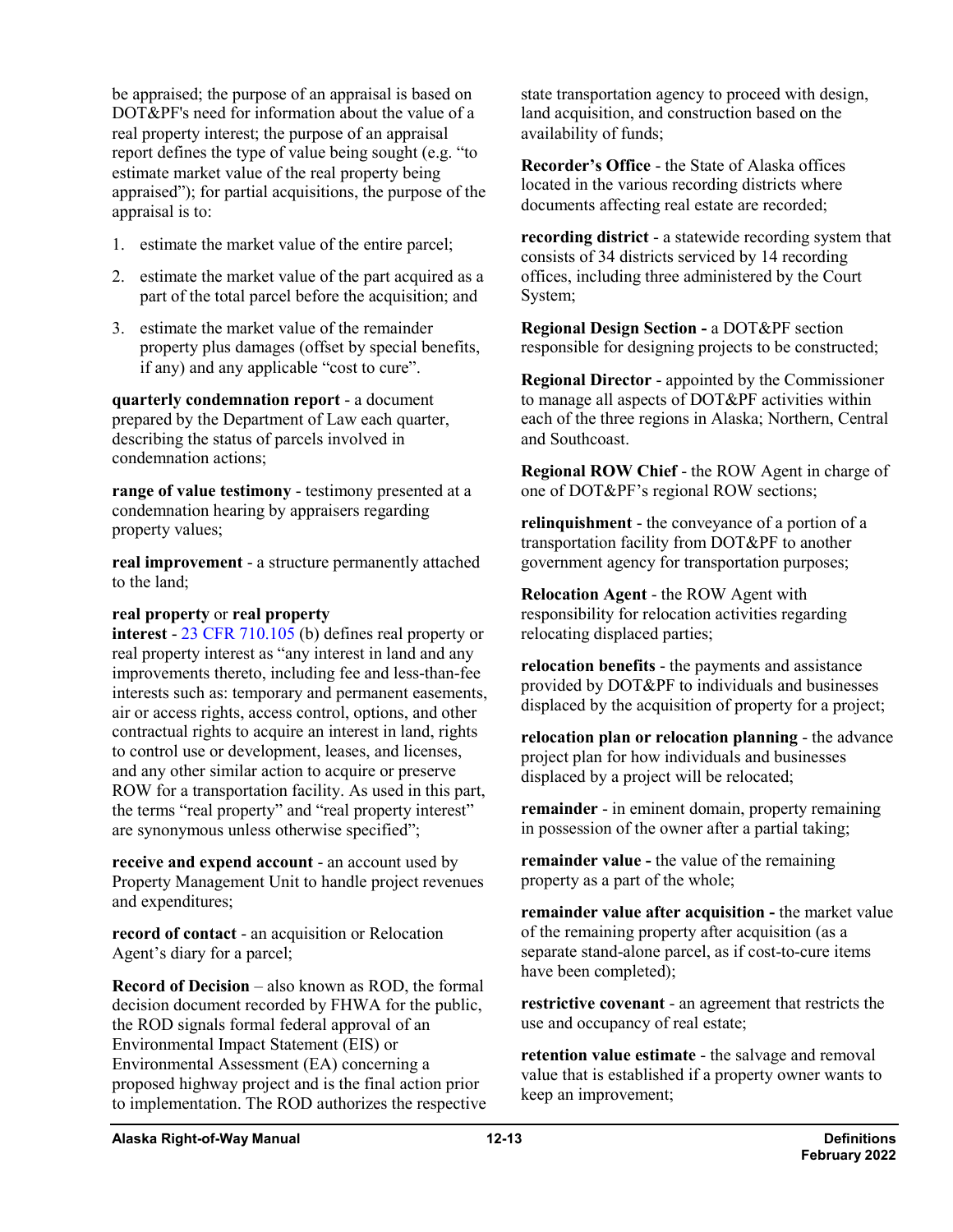be appraised; the purpose of an appraisal is based on DOT&PF's need for information about the value of a real property interest; the purpose of an appraisal report defines the type of value being sought (e.g. "to estimate market value of the real property being appraised"); for partial acquisitions, the purpose of the appraisal is to:

1. estimate the market value of the entire parcel;
2. estimate the market value of the part acquired as a part of the total parcel before the acquisition; and
3. estimate the market value of the remainder property plus damages (offset by special benefits, if any) and any applicable "cost to cure".

**quarterly condemnation report** - a document prepared by the Department of Law each quarter, describing the status of parcels involved in condemnation actions;

**range of value testimony** - testimony presented at a condemnation hearing by appraisers regarding property values;

**real improvement** - a structure permanently attached to the land;

**real property** or **real property interest** - 23 CFR 710.105 (b) defines real property or real property interest as "any interest in land and any improvements thereto, including fee and less-than-fee interests such as: temporary and permanent easements, air or access rights, access control, options, and other contractual rights to acquire an interest in land, rights to control use or development, leases, and licenses, and any other similar action to acquire or preserve ROW for a transportation facility. As used in this part, the terms "real property" and "real property interest" are synonymous unless otherwise specified";

**receive and expend account** - an account used by Property Management Unit to handle project revenues and expenditures;

**record of contact** - an acquisition or Relocation Agent's diary for a parcel;

**Record of Decision** – also known as ROD, the formal decision document recorded by FHWA for the public, the ROD signals formal federal approval of an Environmental Impact Statement (EIS) or Environmental Assessment (EA) concerning a proposed highway project and is the final action prior to implementation. The ROD authorizes the respective state transportation agency to proceed with design, land acquisition, and construction based on the availability of funds;

**Recorder's Office** - the State of Alaska offices located in the various recording districts where documents affecting real estate are recorded;

**recording district** - a statewide recording system that consists of 34 districts serviced by 14 recording offices, including three administered by the Court System;

**Regional Design Section -** a DOT&PF section responsible for designing projects to be constructed;

**Regional Director** - appointed by the Commissioner to manage all aspects of DOT&PF activities within each of the three regions in Alaska; Northern, Central and Southcoast.

**Regional ROW Chief** - the ROW Agent in charge of one of DOT&PF's regional ROW sections;

**relinquishment** - the conveyance of a portion of a transportation facility from DOT&PF to another government agency for transportation purposes;

**Relocation Agent** - the ROW Agent with responsibility for relocation activities regarding relocating displaced parties;

**relocation benefits** - the payments and assistance provided by DOT&PF to individuals and businesses displaced by the acquisition of property for a project;

**relocation plan or relocation planning** - the advance project plan for how individuals and businesses displaced by a project will be relocated;

**remainder** - in eminent domain, property remaining in possession of the owner after a partial taking;

**remainder value -** the value of the remaining property as a part of the whole;

**remainder value after acquisition -** the market value of the remaining property after acquisition (as a separate stand-alone parcel, as if cost-to-cure items have been completed);

**restrictive covenant** - an agreement that restricts the use and occupancy of real estate;

**retention value estimate** - the salvage and removal value that is established if a property owner wants to keep an improvement;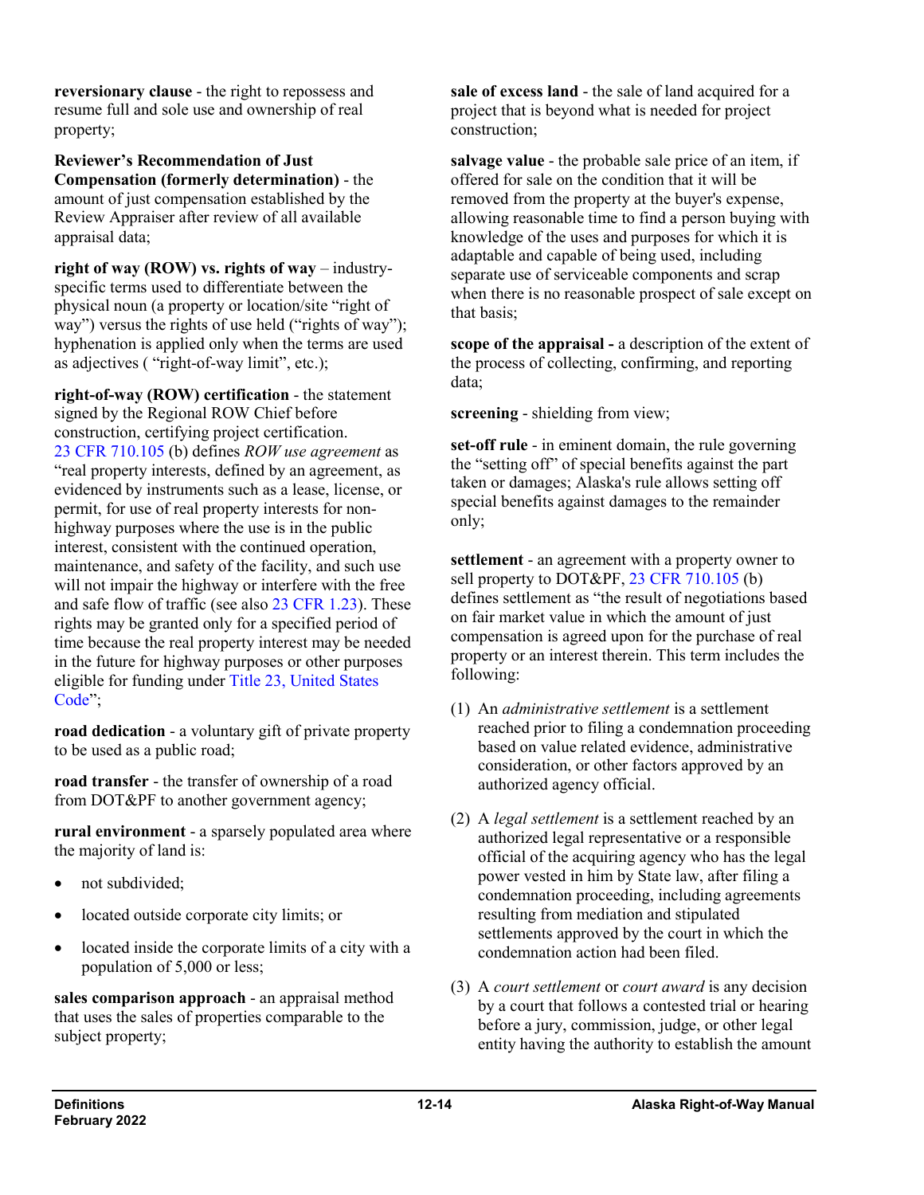**reversionary clause** - the right to repossess and resume full and sole use and ownership of real property;

**Reviewer's Recommendation of Just Compensation (formerly determination)** - the amount of just compensation established by the Review Appraiser after review of all available appraisal data;

**right of way (ROW) vs. rights of way** – industry-specific terms used to differentiate between the physical noun (a property or location/site "right of way") versus the rights of use held ("rights of way"); hyphenation is applied only when the terms are used as adjectives ( "right-of-way limit", etc.);

**right-of-way (ROW) certification** - the statement signed by the Regional ROW Chief before construction, certifying project certification. 23 CFR 710.105 (b) defines *ROW use agreement* as "real property interests, defined by an agreement, as evidenced by instruments such as a lease, license, or permit, for use of real property interests for non-highway purposes where the use is in the public interest, consistent with the continued operation, maintenance, and safety of the facility, and such use will not impair the highway or interfere with the free and safe flow of traffic (see also 23 CFR 1.23). These rights may be granted only for a specified period of time because the real property interest may be needed in the future for highway purposes or other purposes eligible for funding under Title 23, United States Code";

**road dedication** - a voluntary gift of private property to be used as a public road;

**road transfer** - the transfer of ownership of a road from DOT&PF to another government agency;

**rural environment** - a sparsely populated area where the majority of land is:

- not subdivided;
- located outside corporate city limits; or
- located inside the corporate limits of a city with a population of 5,000 or less;

**sales comparison approach** - an appraisal method that uses the sales of properties comparable to the subject property;

**sale of excess land** - the sale of land acquired for a project that is beyond what is needed for project construction;

**salvage value** - the probable sale price of an item, if offered for sale on the condition that it will be removed from the property at the buyer's expense, allowing reasonable time to find a person buying with knowledge of the uses and purposes for which it is adaptable and capable of being used, including separate use of serviceable components and scrap when there is no reasonable prospect of sale except on that basis;

**scope of the appraisal -** a description of the extent of the process of collecting, confirming, and reporting data;

**screening** - shielding from view;

**set-off rule** - in eminent domain, the rule governing the "setting off" of special benefits against the part taken or damages; Alaska's rule allows setting off special benefits against damages to the remainder only;

**settlement** - an agreement with a property owner to sell property to DOT&PF, 23 CFR 710.105 (b) defines settlement as "the result of negotiations based on fair market value in which the amount of just compensation is agreed upon for the purchase of real property or an interest therein. This term includes the following:

(1) An *administrative settlement* is a settlement reached prior to filing a condemnation proceeding based on value related evidence, administrative consideration, or other factors approved by an authorized agency official.

(2) A *legal settlement* is a settlement reached by an authorized legal representative or a responsible official of the acquiring agency who has the legal power vested in him by State law, after filing a condemnation proceeding, including agreements resulting from mediation and stipulated settlements approved by the court in which the condemnation action had been filed.

(3) A *court settlement* or *court award* is any decision by a court that follows a contested trial or hearing before a jury, commission, judge, or other legal entity having the authority to establish the amount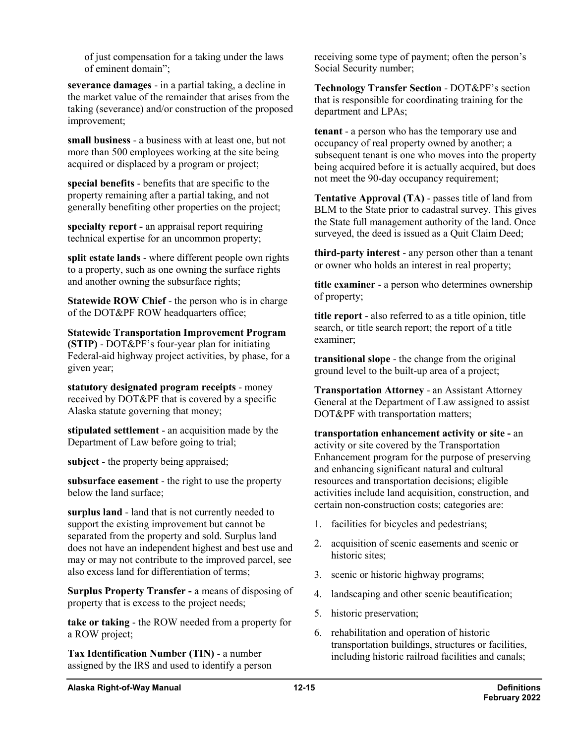of just compensation for a taking under the laws of eminent domain";

**severance damages** - in a partial taking, a decline in the market value of the remainder that arises from the taking (severance) and/or construction of the proposed improvement;

**small business** - a business with at least one, but not more than 500 employees working at the site being acquired or displaced by a program or project;

**special benefits** - benefits that are specific to the property remaining after a partial taking, and not generally benefiting other properties on the project;

**specialty report -** an appraisal report requiring technical expertise for an uncommon property;

**split estate lands** - where different people own rights to a property, such as one owning the surface rights and another owning the subsurface rights;

**Statewide ROW Chief** - the person who is in charge of the DOT&PF ROW headquarters office;

**Statewide Transportation Improvement Program (STIP)** - DOT&PF's four-year plan for initiating Federal-aid highway project activities, by phase, for a given year;

**statutory designated program receipts** - money received by DOT&PF that is covered by a specific Alaska statute governing that money;

**stipulated settlement** - an acquisition made by the Department of Law before going to trial;

**subject** - the property being appraised;

**subsurface easement** - the right to use the property below the land surface;

**surplus land** - land that is not currently needed to support the existing improvement but cannot be separated from the property and sold. Surplus land does not have an independent highest and best use and may or may not contribute to the improved parcel, see also excess land for differentiation of terms;

**Surplus Property Transfer -** a means of disposing of property that is excess to the project needs;

**take or taking** - the ROW needed from a property for a ROW project;

**Tax Identification Number (TIN)** - a number assigned by the IRS and used to identify a person receiving some type of payment; often the person's Social Security number;

**Technology Transfer Section** - DOT&PF's section that is responsible for coordinating training for the department and LPAs;

**tenant** - a person who has the temporary use and occupancy of real property owned by another; a subsequent tenant is one who moves into the property being acquired before it is actually acquired, but does not meet the 90-day occupancy requirement;

**Tentative Approval (TA)** - passes title of land from BLM to the State prior to cadastral survey. This gives the State full management authority of the land. Once surveyed, the deed is issued as a Quit Claim Deed;

**third-party interest** - any person other than a tenant or owner who holds an interest in real property;

**title examiner** - a person who determines ownership of property;

**title report** - also referred to as a title opinion, title search, or title search report; the report of a title examiner;

**transitional slope** - the change from the original ground level to the built-up area of a project;

**Transportation Attorney** - an Assistant Attorney General at the Department of Law assigned to assist DOT&PF with transportation matters;

**transportation enhancement activity or site -** an activity or site covered by the Transportation Enhancement program for the purpose of preserving and enhancing significant natural and cultural resources and transportation decisions; eligible activities include land acquisition, construction, and certain non-construction costs; categories are:

1. facilities for bicycles and pedestrians;
2. acquisition of scenic easements and scenic or historic sites;
3. scenic or historic highway programs;
4. landscaping and other scenic beautification;
5. historic preservation;
6. rehabilitation and operation of historic transportation buildings, structures or facilities, including historic railroad facilities and canals;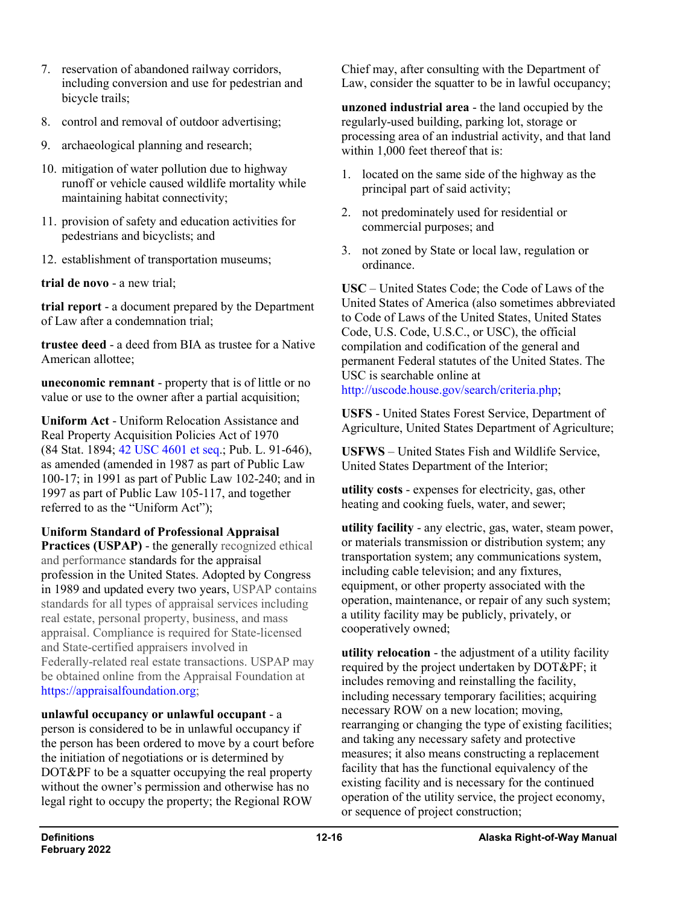7. reservation of abandoned railway corridors, including conversion and use for pedestrian and bicycle trails;
8. control and removal of outdoor advertising;
9. archaeological planning and research;
10. mitigation of water pollution due to highway runoff or vehicle caused wildlife mortality while maintaining habitat connectivity;
11. provision of safety and education activities for pedestrians and bicyclists; and
12. establishment of transportation museums;

**trial de novo** - a new trial;

**trial report** - a document prepared by the Department of Law after a condemnation trial;

**trustee deed** - a deed from BIA as trustee for a Native American allottee;

**uneconomic remnant** - property that is of little or no value or use to the owner after a partial acquisition;

**Uniform Act** - Uniform Relocation Assistance and Real Property Acquisition Policies Act of 1970 (84 Stat. 1894; 42 USC 4601 et seq.; Pub. L. 91-646), as amended (amended in 1987 as part of Public Law 100-17; in 1991 as part of Public Law 102-240; and in 1997 as part of Public Law 105-117, and together referred to as the "Uniform Act");

**Uniform Standard of Professional Appraisal Practices (USPAP)** - the generally recognized ethical and performance standards for the appraisal profession in the United States. Adopted by Congress in 1989 and updated every two years, USPAP contains standards for all types of appraisal services including real estate, personal property, business, and mass appraisal. Compliance is required for State-licensed and State-certified appraisers involved in Federally-related real estate transactions. USPAP may be obtained online from the Appraisal Foundation at https://appraisalfoundation.org;

**unlawful occupancy or unlawful occupant** - a person is considered to be in unlawful occupancy if the person has been ordered to move by a court before the initiation of negotiations or is determined by DOT&PF to be a squatter occupying the real property without the owner's permission and otherwise has no legal right to occupy the property; the Regional ROW Chief may, after consulting with the Department of Law, consider the squatter to be in lawful occupancy;

**unzoned industrial area** - the land occupied by the regularly-used building, parking lot, storage or processing area of an industrial activity, and that land within 1,000 feet thereof that is:

1. located on the same side of the highway as the principal part of said activity;
2. not predominately used for residential or commercial purposes; and
3. not zoned by State or local law, regulation or ordinance.

**USC** – United States Code; the Code of Laws of the United States of America (also sometimes abbreviated to Code of Laws of the United States, United States Code, U.S. Code, U.S.C., or USC), the official compilation and codification of the general and permanent Federal statutes of the United States. The USC is searchable online at http://uscode.house.gov/search/criteria.php;

**USFS** - United States Forest Service, Department of Agriculture, United States Department of Agriculture;

**USFWS** – United States Fish and Wildlife Service, United States Department of the Interior;

**utility costs** - expenses for electricity, gas, other heating and cooking fuels, water, and sewer;

**utility facility** - any electric, gas, water, steam power, or materials transmission or distribution system; any transportation system; any communications system, including cable television; and any fixtures, equipment, or other property associated with the operation, maintenance, or repair of any such system; a utility facility may be publicly, privately, or cooperatively owned;

**utility relocation** - the adjustment of a utility facility required by the project undertaken by DOT&PF; it includes removing and reinstalling the facility, including necessary temporary facilities; acquiring necessary ROW on a new location; moving, rearranging or changing the type of existing facilities; and taking any necessary safety and protective measures; it also means constructing a replacement facility that has the functional equivalency of the existing facility and is necessary for the continued operation of the utility service, the project economy, or sequence of project construction;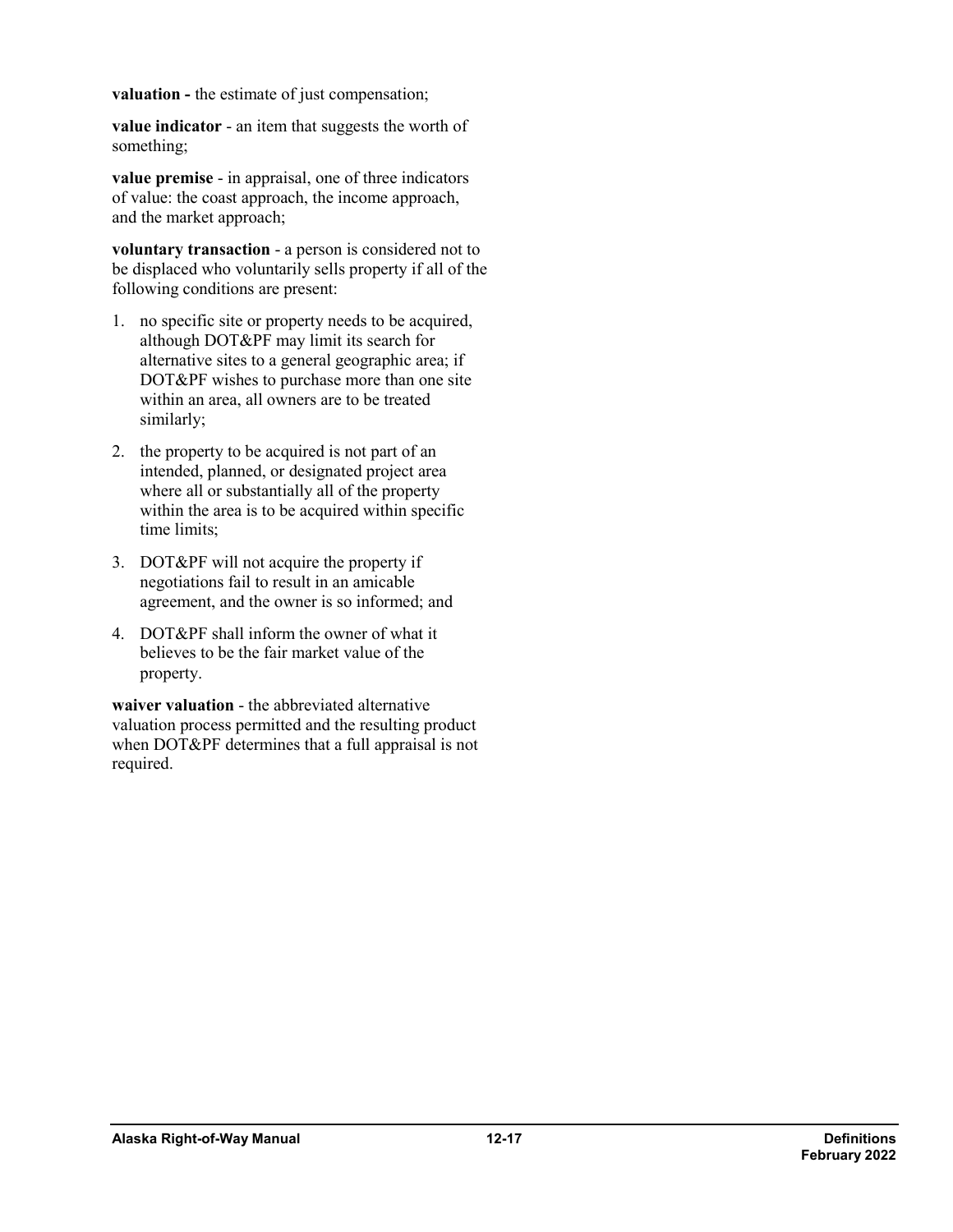**valuation -** the estimate of just compensation;

**value indicator** - an item that suggests the worth of something;

**value premise** - in appraisal, one of three indicators of value: the coast approach, the income approach, and the market approach;

**voluntary transaction** - a person is considered not to be displaced who voluntarily sells property if all of the following conditions are present:

1. no specific site or property needs to be acquired, although DOT&PF may limit its search for alternative sites to a general geographic area; if DOT&PF wishes to purchase more than one site within an area, all owners are to be treated similarly;
2. the property to be acquired is not part of an intended, planned, or designated project area where all or substantially all of the property within the area is to be acquired within specific time limits;
3. DOT&PF will not acquire the property if negotiations fail to result in an amicable agreement, and the owner is so informed; and
4. DOT&PF shall inform the owner of what it believes to be the fair market value of the property.

**waiver valuation** - the abbreviated alternative valuation process permitted and the resulting product when DOT&PF determines that a full appraisal is not required.